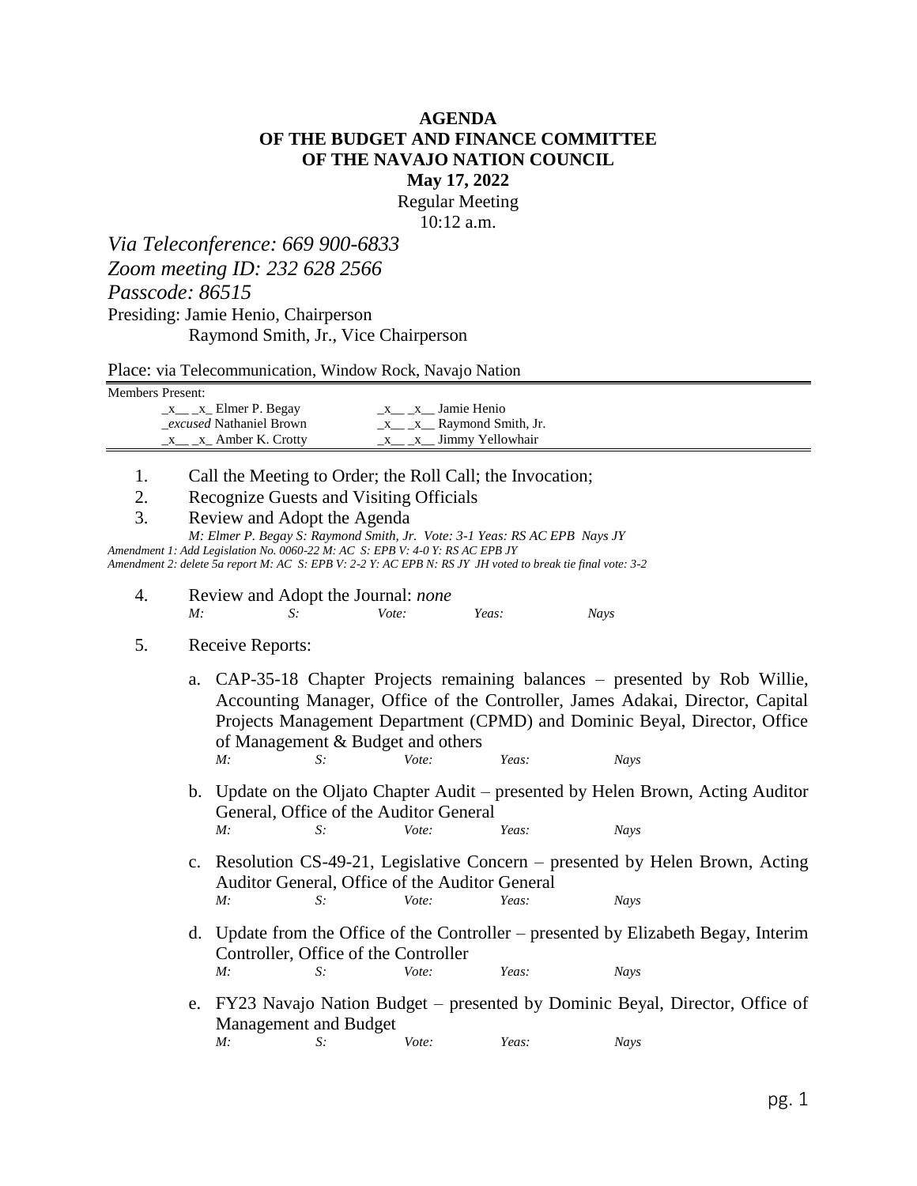**AGENDA**
**OF THE BUDGET AND FINANCE COMMITTEE**
**OF THE NAVAJO NATION COUNCIL**
**May 17, 2022**
Regular Meeting
10:12 a.m.

*Via Teleconference: 669 900-6833*
*Zoom meeting ID: 232 628 2566*
*Passcode: 86515*

Presiding: Jamie Henio, Chairperson
Raymond Smith, Jr., Vice Chairperson

Place: via Telecommunication, Window Rock, Navajo Nation

Members Present:

| | |
|---|---|
| _x__ _x_ Elmer P. Begay | _x__ _x__ Jamie Henio |
| _*excused* Nathaniel Brown | _x__ _x__ Raymond Smith, Jr. |
| _x__ _x_ Amber K. Crotty | _x__ _x__ Jimmy Yellowhair |

1. Call the Meeting to Order; the Roll Call; the Invocation;
2. Recognize Guests and Visiting Officials
3. Review and Adopt the Agenda
   *M: Elmer P. Begay S: Raymond Smith, Jr. Vote: 3-1 Yeas: RS AC EPB Nays JY*
   *Amendment 1: Add Legislation No. 0060-22 M: AC S: EPB V: 4-0 Y: RS AC EPB JY*
   *Amendment 2: delete 5a report M: AC S: EPB V: 2-2 Y: AC EPB N: RS JY JH voted to break tie final vote: 3-2*
4. Review and Adopt the Journal: *none*
   *M: S: Vote: Yeas: Nays*
5. Receive Reports:
   a. CAP-35-18 Chapter Projects remaining balances – presented by Rob Willie, Accounting Manager, Office of the Controller, James Adakai, Director, Capital Projects Management Department (CPMD) and Dominic Beyal, Director, Office of Management & Budget and others
      *M: S: Vote: Yeas: Nays*
   b. Update on the Oljato Chapter Audit – presented by Helen Brown, Acting Auditor General, Office of the Auditor General
      *M: S: Vote: Yeas: Nays*
   c. Resolution CS-49-21, Legislative Concern – presented by Helen Brown, Acting Auditor General, Office of the Auditor General
      *M: S: Vote: Yeas: Nays*
   d. Update from the Office of the Controller – presented by Elizabeth Begay, Interim Controller, Office of the Controller
      *M: S: Vote: Yeas: Nays*
   e. FY23 Navajo Nation Budget – presented by Dominic Beyal, Director, Office of Management and Budget
      *M: S: Vote: Yeas: Nays*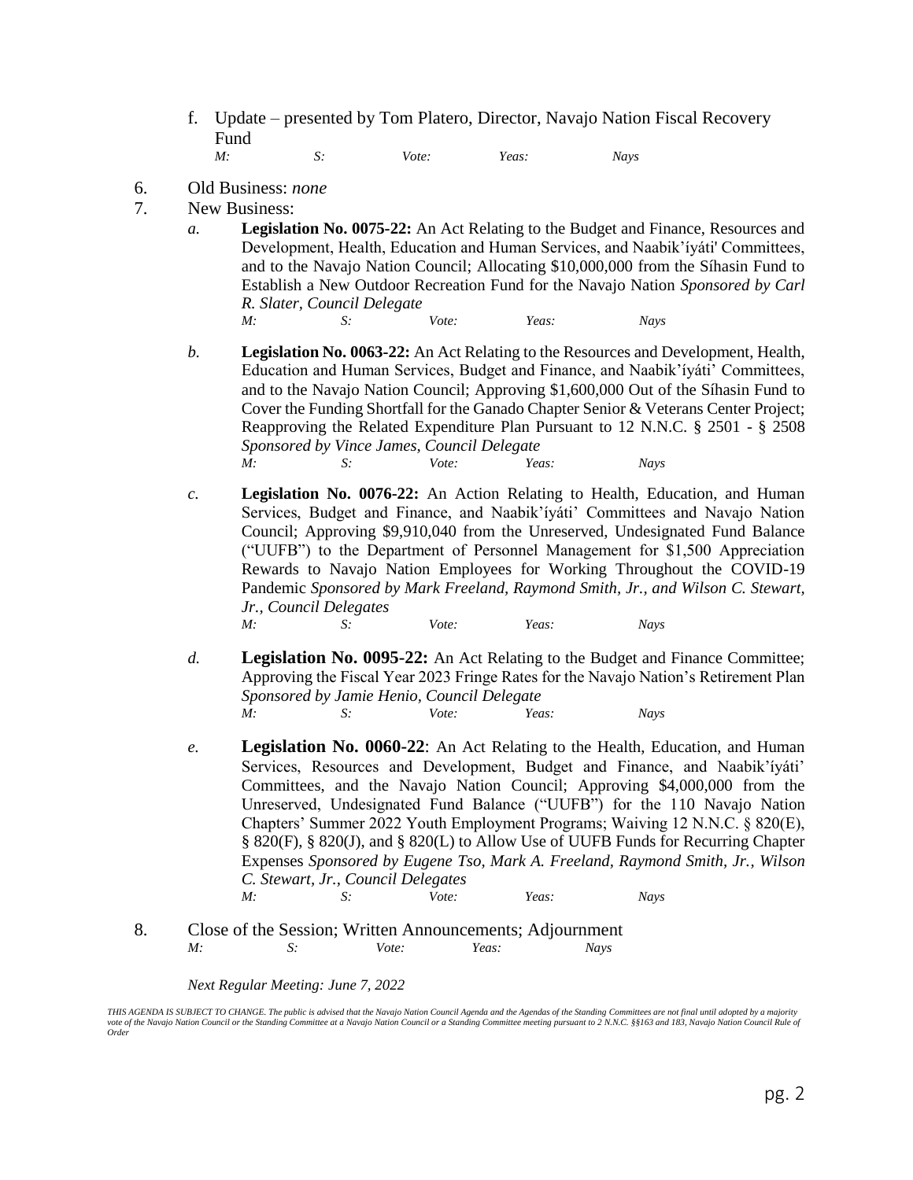f. Update – presented by Tom Platero, Director, Navajo Nation Fiscal Recovery Fund

*M: S: Vote: Yeas: Nays*

6. Old Business: *none*
7. New Business:

*a.* **Legislation No. 0075-22:** An Act Relating to the Budget and Finance, Resources and Development, Health, Education and Human Services, and Naabik'íyáti' Committees, and to the Navajo Nation Council; Allocating $10,000,000 from the Síhasin Fund to Establish a New Outdoor Recreation Fund for the Navajo Nation *Sponsored by Carl R. Slater, Council Delegate*

*M: S: Vote: Yeas: Nays*

*b.* **Legislation No. 0063-22:** An Act Relating to the Resources and Development, Health, Education and Human Services, Budget and Finance, and Naabik'íyáti' Committees, and to the Navajo Nation Council; Approving $1,600,000 Out of the Síhasin Fund to Cover the Funding Shortfall for the Ganado Chapter Senior & Veterans Center Project; Reapproving the Related Expenditure Plan Pursuant to 12 N.N.C. § 2501 - § 2508 *Sponsored by Vince James, Council Delegate*

*M: S: Vote: Yeas: Nays*

*c.* **Legislation No. 0076-22:** An Action Relating to Health, Education, and Human Services, Budget and Finance, and Naabik'íyáti' Committees and Navajo Nation Council; Approving $9,910,040 from the Unreserved, Undesignated Fund Balance ("UUFB") to the Department of Personnel Management for $1,500 Appreciation Rewards to Navajo Nation Employees for Working Throughout the COVID-19 Pandemic *Sponsored by Mark Freeland, Raymond Smith, Jr., and Wilson C. Stewart, Jr., Council Delegates*

*M: S: Vote: Yeas: Nays*

*d.* **Legislation No. 0095-22:** An Act Relating to the Budget and Finance Committee; Approving the Fiscal Year 2023 Fringe Rates for the Navajo Nation's Retirement Plan *Sponsored by Jamie Henio, Council Delegate*

*M: S: Vote: Yeas: Nays*

*e.* **Legislation No. 0060-22**: An Act Relating to the Health, Education, and Human Services, Resources and Development, Budget and Finance, and Naabik'íyáti' Committees, and the Navajo Nation Council; Approving $4,000,000 from the Unreserved, Undesignated Fund Balance ("UUFB") for the 110 Navajo Nation Chapters' Summer 2022 Youth Employment Programs; Waiving 12 N.N.C. § 820(E), § 820(F), § 820(J), and § 820(L) to Allow Use of UUFB Funds for Recurring Chapter Expenses *Sponsored by Eugene Tso, Mark A. Freeland, Raymond Smith, Jr., Wilson C. Stewart, Jr., Council Delegates*

*M: S: Vote: Yeas: Nays*

8. Close of the Session; Written Announcements; Adjournment

*M: S: Vote: Yeas: Nays*

*Next Regular Meeting: June 7, 2022*

*THIS AGENDA IS SUBJECT TO CHANGE. The public is advised that the Navajo Nation Council Agenda and the Agendas of the Standing Committees are not final until adopted by a majority vote of the Navajo Nation Council or the Standing Committee at a Navajo Nation Council or a Standing Committee meeting pursuant to 2 N.N.C. §§163 and 183, Navajo Nation Council Rule of Order*